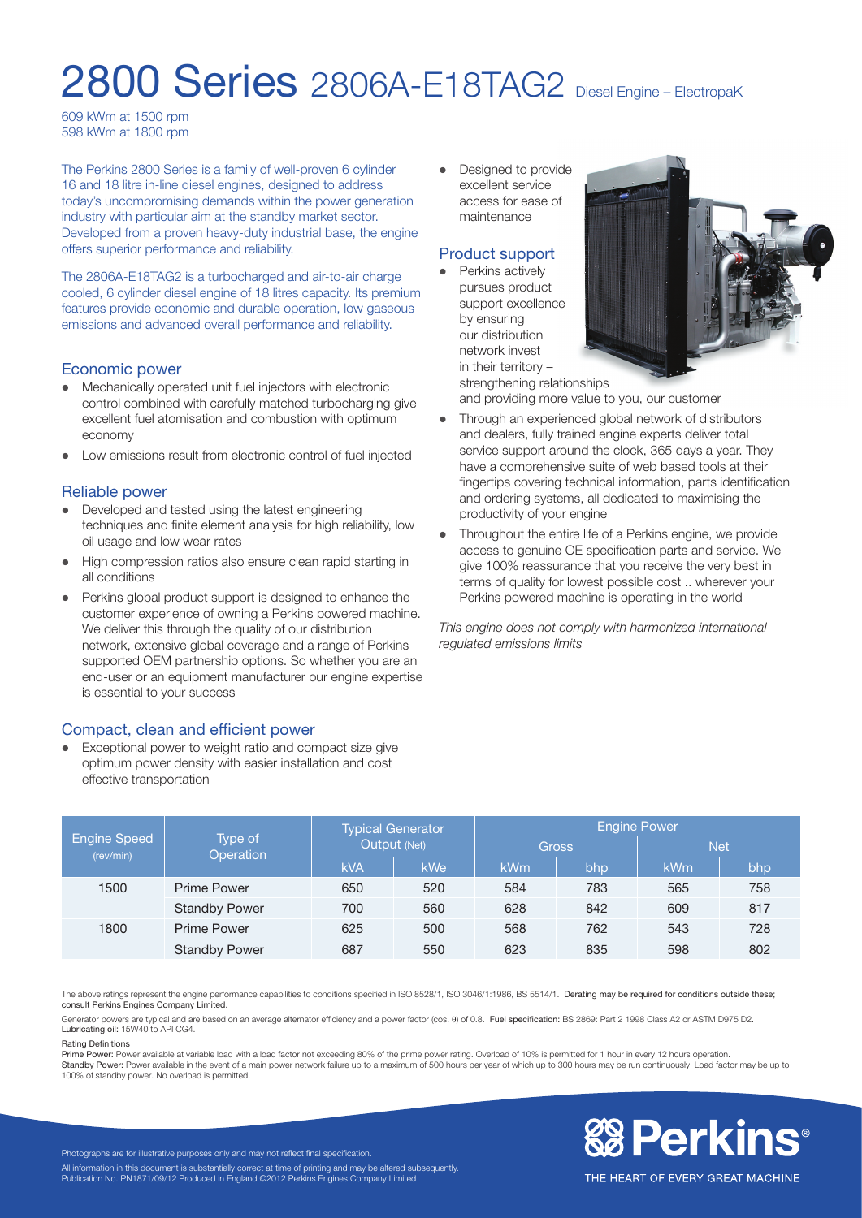# 2800 Series 2806A-E18TAG2 Diesel Engine – ElectropaK

609 kWm at 1500 rpm
598 kWm at 1800 rpm

The Perkins 2800 Series is a family of well-proven 6 cylinder 16 and 18 litre in-line diesel engines, designed to address today's uncompromising demands within the power generation industry with particular aim at the standby market sector. Developed from a proven heavy-duty industrial base, the engine offers superior performance and reliability.

The 2806A-E18TAG2 is a turbocharged and air-to-air charge cooled, 6 cylinder diesel engine of 18 litres capacity. Its premium features provide economic and durable operation, low gaseous emissions and advanced overall performance and reliability.

## Economic power

- Mechanically operated unit fuel injectors with electronic control combined with carefully matched turbocharging give excellent fuel atomisation and combustion with optimum economy
- Low emissions result from electronic control of fuel injected

## Reliable power

- Developed and tested using the latest engineering techniques and finite element analysis for high reliability, low oil usage and low wear rates
- High compression ratios also ensure clean rapid starting in all conditions
- Perkins global product support is designed to enhance the customer experience of owning a Perkins powered machine. We deliver this through the quality of our distribution network, extensive global coverage and a range of Perkins supported OEM partnership options. So whether you are an end-user or an equipment manufacturer our engine expertise is essential to your success

## Compact, clean and efficient power

- Exceptional power to weight ratio and compact size give optimum power density with easier installation and cost effective transportation
- Designed to provide excellent service access for ease of maintenance

## Product support

- Perkins actively pursues product support excellence by ensuring our distribution network invest in their territory – strengthening relationships and providing more value to you, our customer
- Through an experienced global network of distributors and dealers, fully trained engine experts deliver total service support around the clock, 365 days a year. They have a comprehensive suite of web based tools at their fingertips covering technical information, parts identification and ordering systems, all dedicated to maximising the productivity of your engine
- Throughout the entire life of a Perkins engine, we provide access to genuine OE specification parts and service. We give 100% reassurance that you receive the very best in terms of quality for lowest possible cost .. wherever your Perkins powered machine is operating in the world

*This engine does not comply with harmonized international regulated emissions limits*

| Engine Speed (rev/min) | Type of Operation | Typical Generator Output (Net) | | Engine Power | | | |
|---|---|---|---|---|---|---|---|
| | | | | Gross | | Net | |
| | | kVA | kWe | kWm | bhp | kWm | bhp |
| 1500 | Prime Power | 650 | 520 | 584 | 783 | 565 | 758 |
| | Standby Power | 700 | 560 | 628 | 842 | 609 | 817 |
| 1800 | Prime Power | 625 | 500 | 568 | 762 | 543 | 728 |
| | Standby Power | 687 | 550 | 623 | 835 | 598 | 802 |

The above ratings represent the engine performance capabilities to conditions specified in ISO 8528/1, ISO 3046/1:1986, BS 5514/1. **Derating may be required for conditions outside these; consult Perkins Engines Company Limited.**

Generator powers are typical and are based on an average alternator efficiency and a power factor (cos. θ) of 0.8. **Fuel specification:** BS 2869: Part 2 1998 Class A2 or ASTM D975 D2. **Lubricating oil:** 15W40 to API CG4.

**Rating Definitions**

**Prime Power:** Power available at variable load with a load factor not exceeding 80% of the prime power rating. Overload of 10% is permitted for 1 hour in every 12 hours operation.
**Standby Power:** Power available in the event of a main power network failure up to a maximum of 500 hours per year of which up to 300 hours may be run continuously. Load factor may be up to 100% of standby power. No overload is permitted.

Photographs are for illustrative purposes only and may not reflect final specification.
All information in this document is substantially correct at time of printing and may be altered subsequently.
Publication No. PN1871/09/12 Produced in England ©2012 Perkins Engines Company Limited

Perkins®
THE HEART OF EVERY GREAT MACHINE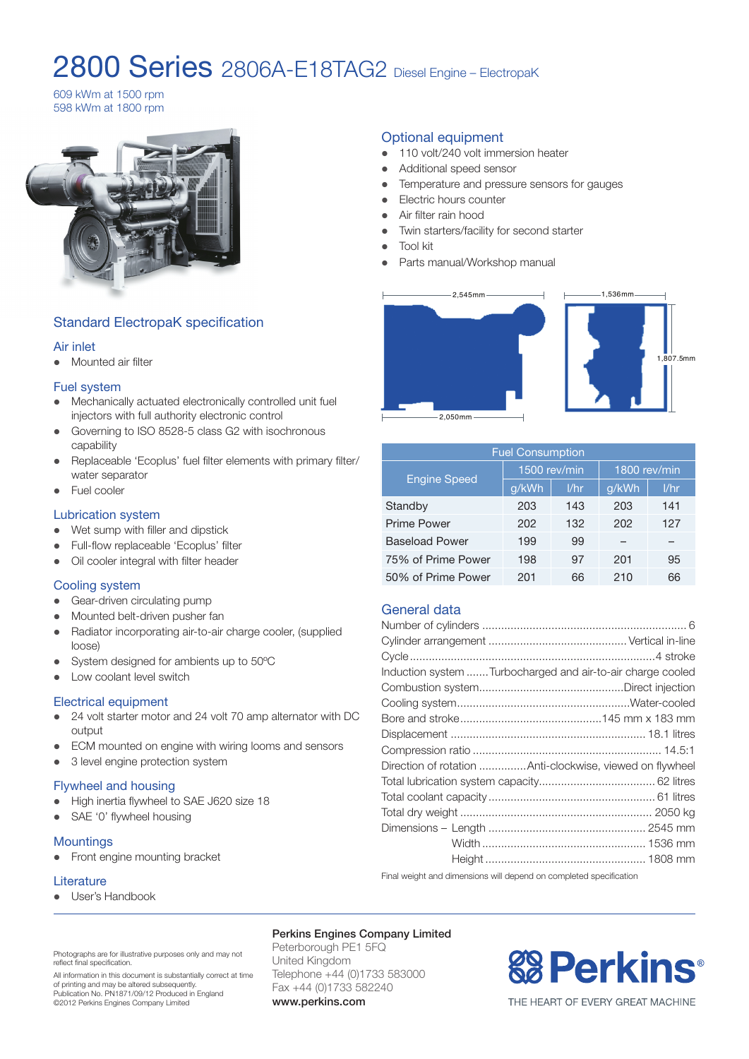# 2800 Series 2806A-E18TAG2 Diesel Engine – ElectropaK

609 kWm at 1500 rpm
598 kWm at 1800 rpm

## Standard ElectropaK specification

### Air inlet

- Mounted air filter

### Fuel system

- Mechanically actuated electronically controlled unit fuel injectors with full authority electronic control
- Governing to ISO 8528-5 class G2 with isochronous capability
- Replaceable 'Ecoplus' fuel filter elements with primary filter/ water separator
- Fuel cooler

### Lubrication system

- Wet sump with filler and dipstick
- Full-flow replaceable 'Ecoplus' filter
- Oil cooler integral with filter header

### Cooling system

- Gear-driven circulating pump
- Mounted belt-driven pusher fan
- Radiator incorporating air-to-air charge cooler, (supplied loose)
- System designed for ambients up to 50ºC
- Low coolant level switch

### Electrical equipment

- 24 volt starter motor and 24 volt 70 amp alternator with DC output
- ECM mounted on engine with wiring looms and sensors
- 3 level engine protection system

### Flywheel and housing

- High inertia flywheel to SAE J620 size 18
- SAE '0' flywheel housing

### Mountings

- Front engine mounting bracket

### Literature

- User's Handbook

## Optional equipment

- 110 volt/240 volt immersion heater
- Additional speed sensor
- Temperature and pressure sensors for gauges
- Electric hours counter
- Air filter rain hood
- Twin starters/facility for second starter
- Tool kit
- Parts manual/Workshop manual

2,545mm
2,050mm
1,536mm
1,807.5mm

| Fuel Consumption | | | | |
|---|---|---|---|---|
| Engine Speed | 1500 rev/min | | 1800 rev/min | |
| | g/kWh | l/hr | g/kWh | l/hr |
| Standby | 203 | 143 | 203 | 141 |
| Prime Power | 202 | 132 | 202 | 127 |
| Baseload Power | 199 | 99 | – | – |
| 75% of Prime Power | 198 | 97 | 201 | 95 |
| 50% of Prime Power | 201 | 66 | 210 | 66 |

## General data

| | |
|---|---|
| Number of cylinders | 6 |
| Cylinder arrangement | Vertical in-line |
| Cycle | 4 stroke |
| Induction system | Turbocharged and air-to-air charge cooled |
| Combustion system | Direct injection |
| Cooling system | Water-cooled |
| Bore and stroke | 145 mm x 183 mm |
| Displacement | 18.1 litres |
| Compression ratio | 14.5:1 |
| Direction of rotation | Anti-clockwise, viewed on flywheel |
| Total lubrication system capacity | 62 litres |
| Total coolant capacity | 61 litres |
| Total dry weight | 2050 kg |
| Dimensions – Length | 2545 mm |
| Width | 1536 mm |
| Height | 1808 mm |

Final weight and dimensions will depend on completed specification

Photographs are for illustrative purposes only and may not reflect final specification.

All information in this document is substantially correct at time of printing and may be altered subsequently.
Publication No. PN1871/09/12 Produced in England
©2012 Perkins Engines Company Limited

**Perkins Engines Company Limited**
Peterborough PE1 5FQ
United Kingdom
Telephone +44 (0)1733 583000
Fax +44 (0)1733 582240
**www.perkins.com**

Perkins®
THE HEART OF EVERY GREAT MACHINE